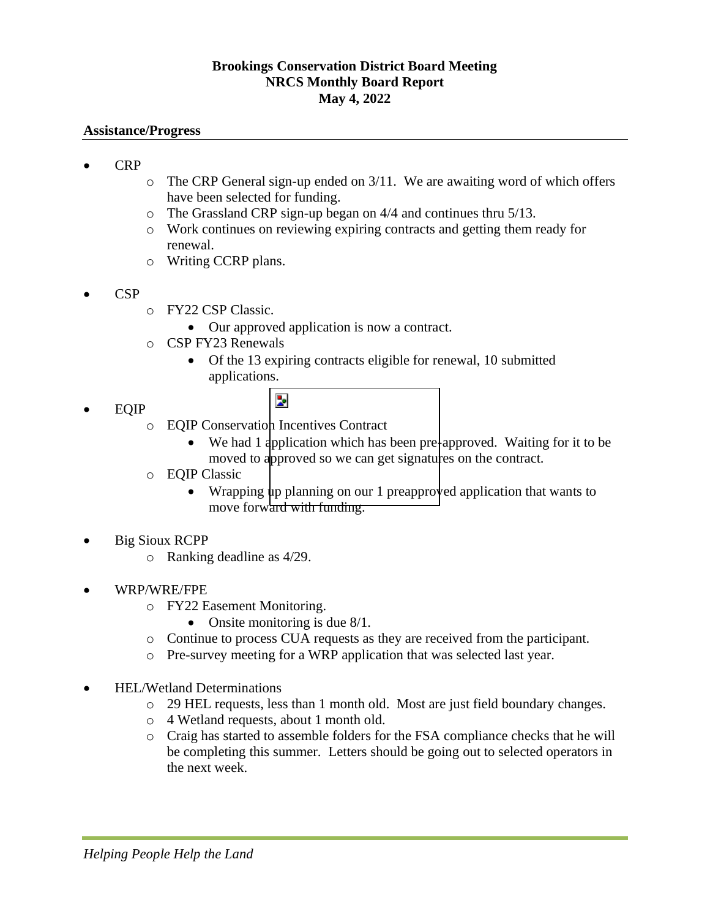**Brookings Conservation District Board Meeting**
**NRCS Monthly Board Report**
**May 4, 2022**

## Assistance/Progress

- CRP
  - The CRP General sign-up ended on 3/11. We are awaiting word of which offers have been selected for funding.
  - The Grassland CRP sign-up began on 4/4 and continues thru 5/13.
  - Work continues on reviewing expiring contracts and getting them ready for renewal.
  - Writing CCRP plans.

- CSP
  - FY22 CSP Classic.
    - Our approved application is now a contract.
  - CSP FY23 Renewals
    - Of the 13 expiring contracts eligible for renewal, 10 submitted applications.

- EQIP
  - EQIP Conservation Incentives Contract
    - We had 1 application which has been pre-approved. Waiting for it to be moved to approved so we can get signatures on the contract.
  - EQIP Classic
    - Wrapping up planning on our 1 preapproved application that wants to move forward with funding.

- Big Sioux RCPP
  - Ranking deadline as 4/29.

- WRP/WRE/FPE
  - FY22 Easement Monitoring.
    - Onsite monitoring is due 8/1.
  - Continue to process CUA requests as they are received from the participant.
  - Pre-survey meeting for a WRP application that was selected last year.

- HEL/Wetland Determinations
  - 29 HEL requests, less than 1 month old. Most are just field boundary changes.
  - 4 Wetland requests, about 1 month old.
  - Craig has started to assemble folders for the FSA compliance checks that he will be completing this summer. Letters should be going out to selected operators in the next week.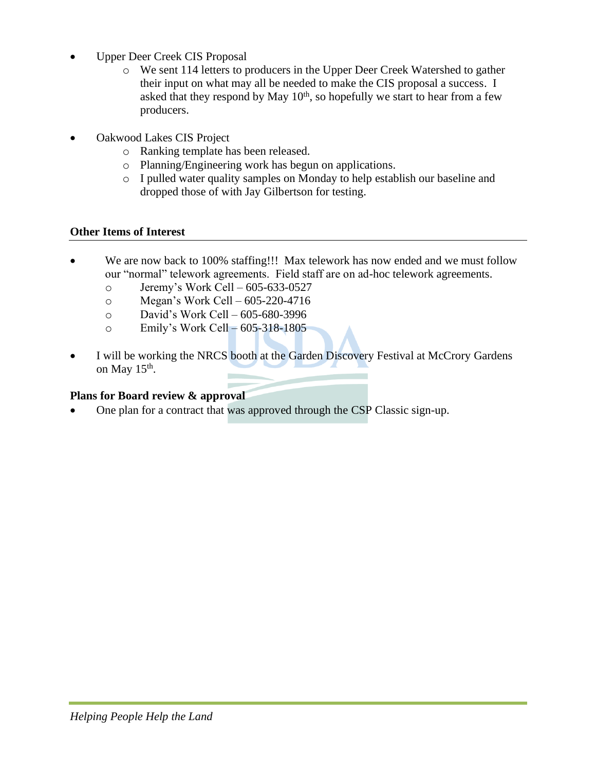- Upper Deer Creek CIS Proposal
  - We sent 114 letters to producers in the Upper Deer Creek Watershed to gather their input on what may all be needed to make the CIS proposal a success. I asked that they respond by May 10th, so hopefully we start to hear from a few producers.

- Oakwood Lakes CIS Project
  - Ranking template has been released.
  - Planning/Engineering work has begun on applications.
  - I pulled water quality samples on Monday to help establish our baseline and dropped those of with Jay Gilbertson for testing.

## Other Items of Interest

- We are now back to 100% staffing!!! Max telework has now ended and we must follow our "normal" telework agreements. Field staff are on ad-hoc telework agreements.
  - Jeremy's Work Cell – 605-633-0527
  - Megan's Work Cell – 605-220-4716
  - David's Work Cell – 605-680-3996
  - Emily's Work Cell – 605-318-1805

- I will be working the NRCS booth at the Garden Discovery Festival at McCrory Gardens on May 15th.

**Plans for Board review & approval**

- One plan for a contract that was approved through the CSP Classic sign-up.